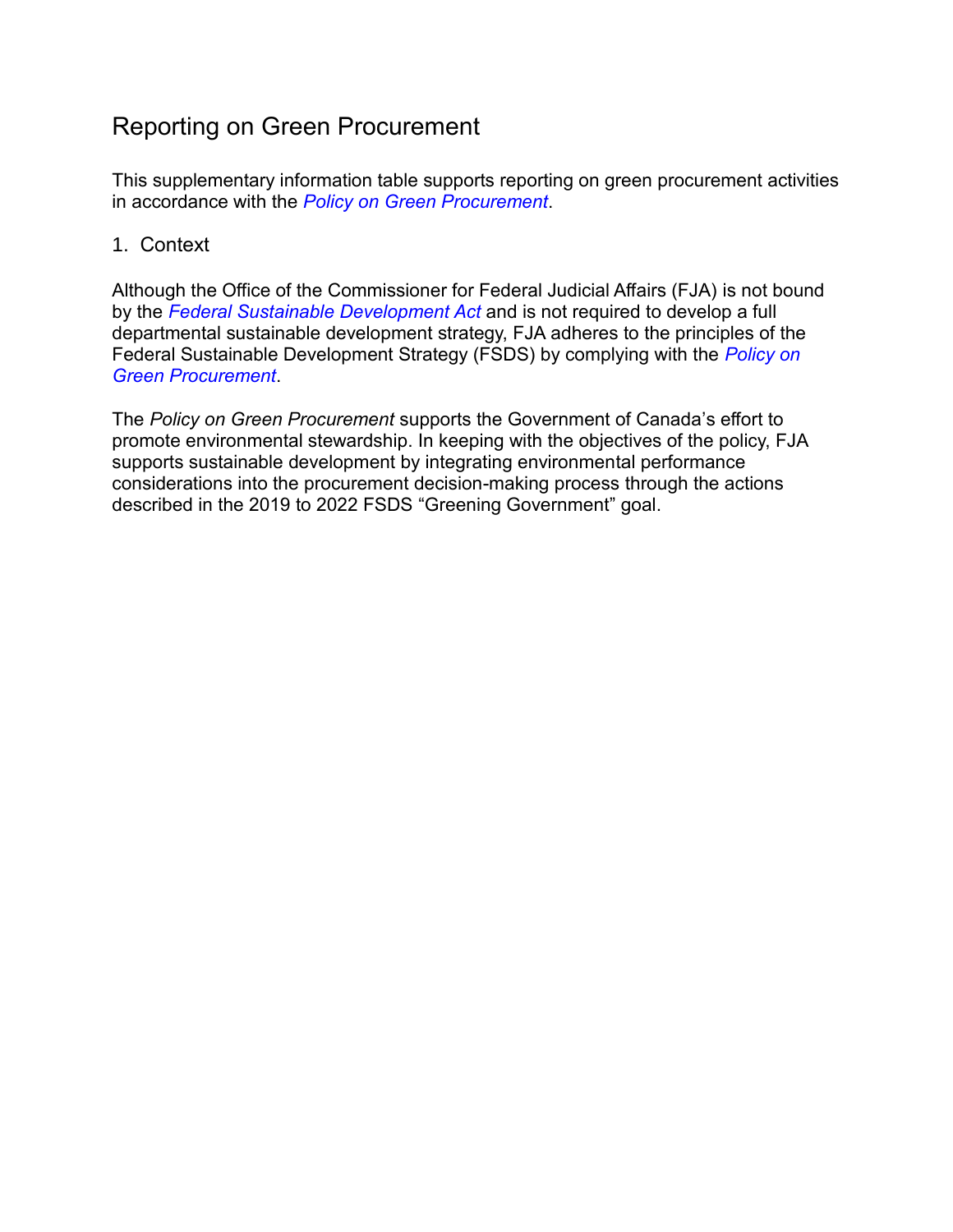# Reporting on Green Procurement

This supplementary information table supports reporting on green procurement activities in accordance with the *Policy on Green Procurement*.

## 1. Context

Although the Office of the Commissioner for Federal Judicial Affairs (FJA) is not bound by the *Federal Sustainable Development Act* and is not required to develop a full departmental sustainable development strategy, FJA adheres to the principles of the Federal Sustainable Development Strategy (FSDS) by complying with the *Policy on Green Procurement*.

The *Policy on Green Procurement* supports the Government of Canada's effort to promote environmental stewardship. In keeping with the objectives of the policy, FJA supports sustainable development by integrating environmental performance considerations into the procurement decision-making process through the actions described in the 2019 to 2022 FSDS "Greening Government" goal.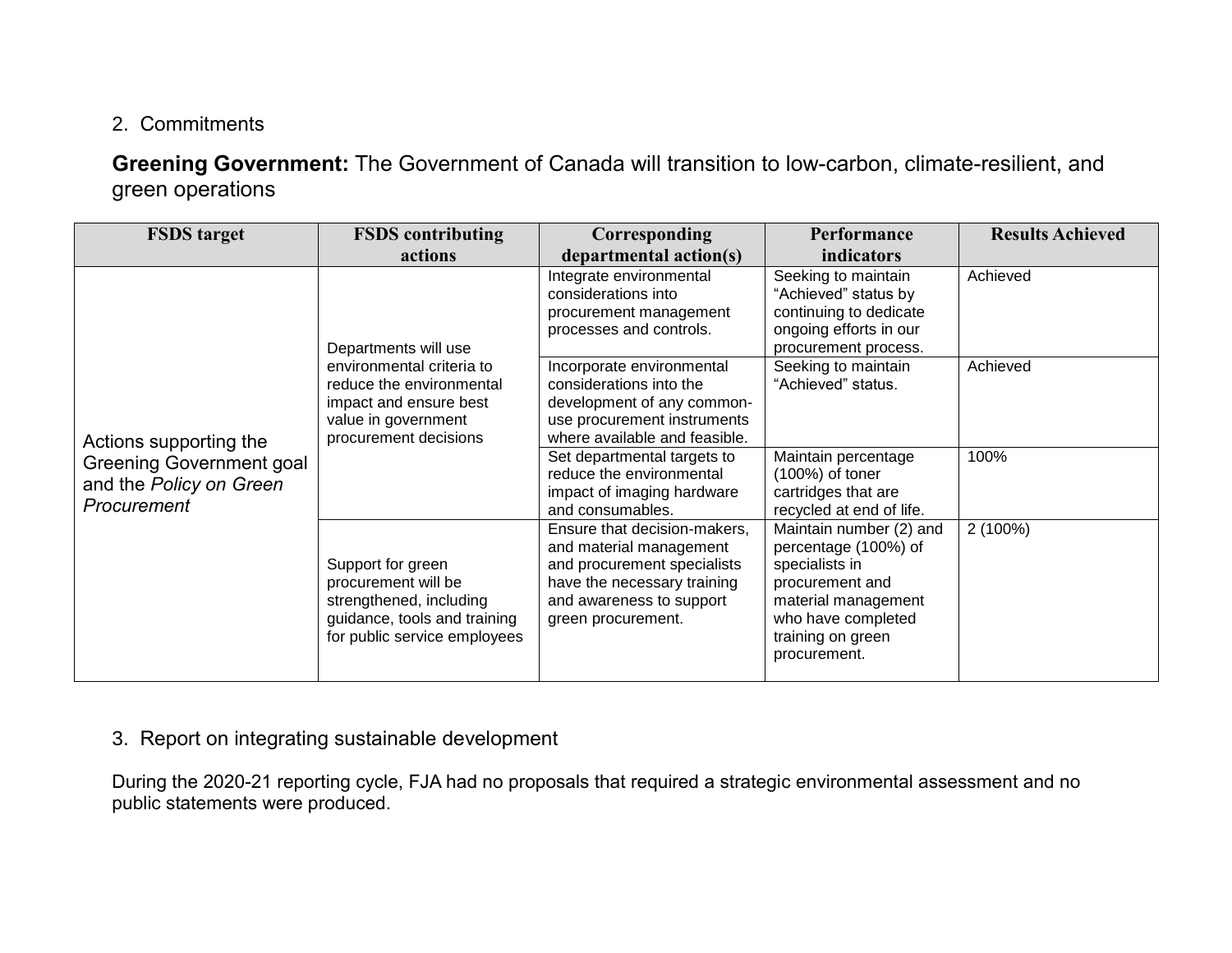2. Commitments

**Greening Government:** The Government of Canada will transition to low-carbon, climate-resilient, and green operations

| FSDS target | FSDS contributing actions | Corresponding departmental action(s) | Performance indicators | Results Achieved |
|---|---|---|---|---|
| Actions supporting the Greening Government goal and the *Policy on Green Procurement* | Departments will use environmental criteria to reduce the environmental impact and ensure best value in government procurement decisions | Integrate environmental considerations into procurement management processes and controls. | Seeking to maintain "Achieved" status by continuing to dedicate ongoing efforts in our procurement process. | Achieved |
| | | Incorporate environmental considerations into the development of any common-use procurement instruments where available and feasible. | Seeking to maintain "Achieved" status. | Achieved |
| | | Set departmental targets to reduce the environmental impact of imaging hardware and consumables. | Maintain percentage (100%) of toner cartridges that are recycled at end of life. | 100% |
| | Support for green procurement will be strengthened, including guidance, tools and training for public service employees | Ensure that decision-makers, and material management and procurement specialists have the necessary training and awareness to support green procurement. | Maintain number (2) and percentage (100%) of specialists in procurement and material management who have completed training on green procurement. | 2 (100%) |

3. Report on integrating sustainable development

During the 2020-21 reporting cycle, FJA had no proposals that required a strategic environmental assessment and no public statements were produced.